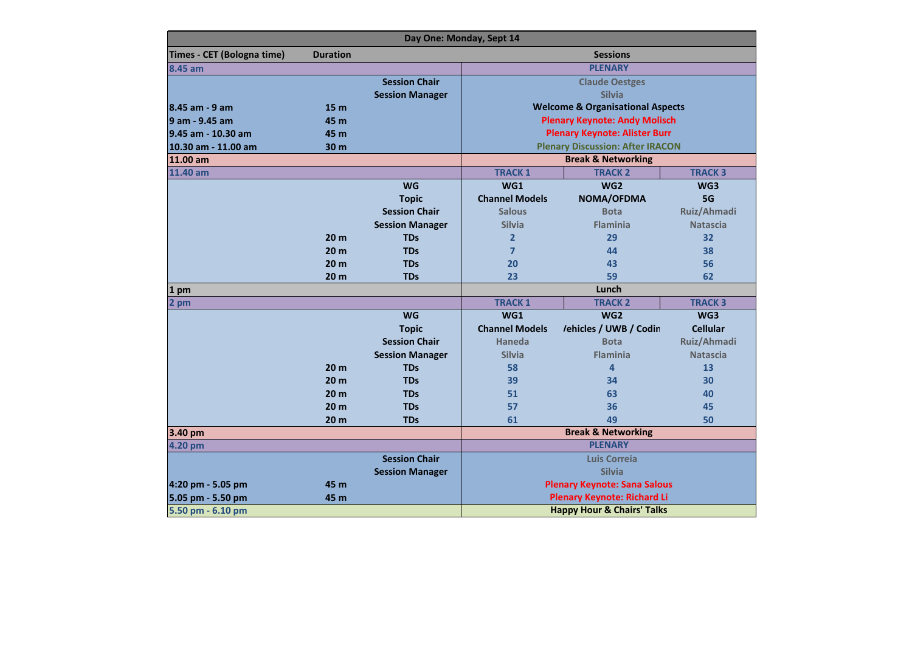| Day One: Monday, Sept 14 | | | | | |
|---|---|---|---|---|---|
| **Times - CET (Bologna time)** | **Duration** | | **Sessions** | | |
| 8.45 am | | | PLENARY | | |
| | | Session Chair | Claude Oestges | | |
| | | Session Manager | Silvia | | |
| 8.45 am - 9 am | 15 m | | Welcome & Organisational Aspects | | |
| 9 am - 9.45 am | 45 m | | Plenary Keynote: Andy Molisch | | |
| 9.45 am - 10.30 am | 45 m | | Plenary Keynote: Alister Burr | | |
| 10.30 am - 11.00 am | 30 m | | Plenary Discussion: After IRACON | | |
| 11.00 am | | | Break & Networking | | |
| 11.40 am | | | TRACK 1 | TRACK 2 | TRACK 3 |
| | | WG | WG1 | WG2 | WG3 |
| | | Topic | Channel Models | NOMA/OFDMA | 5G |
| | | Session Chair | Salous | Bota | Ruiz/Ahmadi |
| | | Session Manager | Silvia | Flaminia | Natascia |
| | 20 m | TDs | 2 | 29 | 32 |
| | 20 m | TDs | 7 | 44 | 38 |
| | 20 m | TDs | 20 | 43 | 56 |
| | 20 m | TDs | 23 | 59 | 62 |
| 1 pm | | | Lunch | | |
| 2 pm | | | TRACK 1 | TRACK 2 | TRACK 3 |
| | | WG | WG1 | WG2 | WG3 |
| | | Topic | Channel Models | /ehicles / UWB / Codin | Cellular |
| | | Session Chair | Haneda | Bota | Ruiz/Ahmadi |
| | | Session Manager | Silvia | Flaminia | Natascia |
| | 20 m | TDs | 58 | 4 | 13 |
| | 20 m | TDs | 39 | 34 | 30 |
| | 20 m | TDs | 51 | 63 | 40 |
| | 20 m | TDs | 57 | 36 | 45 |
| | 20 m | TDs | 61 | 49 | 50 |
| 3.40 pm | | | Break & Networking | | |
| 4.20 pm | | | PLENARY | | |
| | | Session Chair | Luis Correia | | |
| | | Session Manager | Silvia | | |
| 4:20 pm - 5.05 pm | 45 m | | Plenary Keynote: Sana Salous | | |
| 5.05 pm - 5.50 pm | 45 m | | Plenary Keynote: Richard Li | | |
| 5.50 pm - 6.10 pm | | | Happy Hour & Chairs' Talks | | |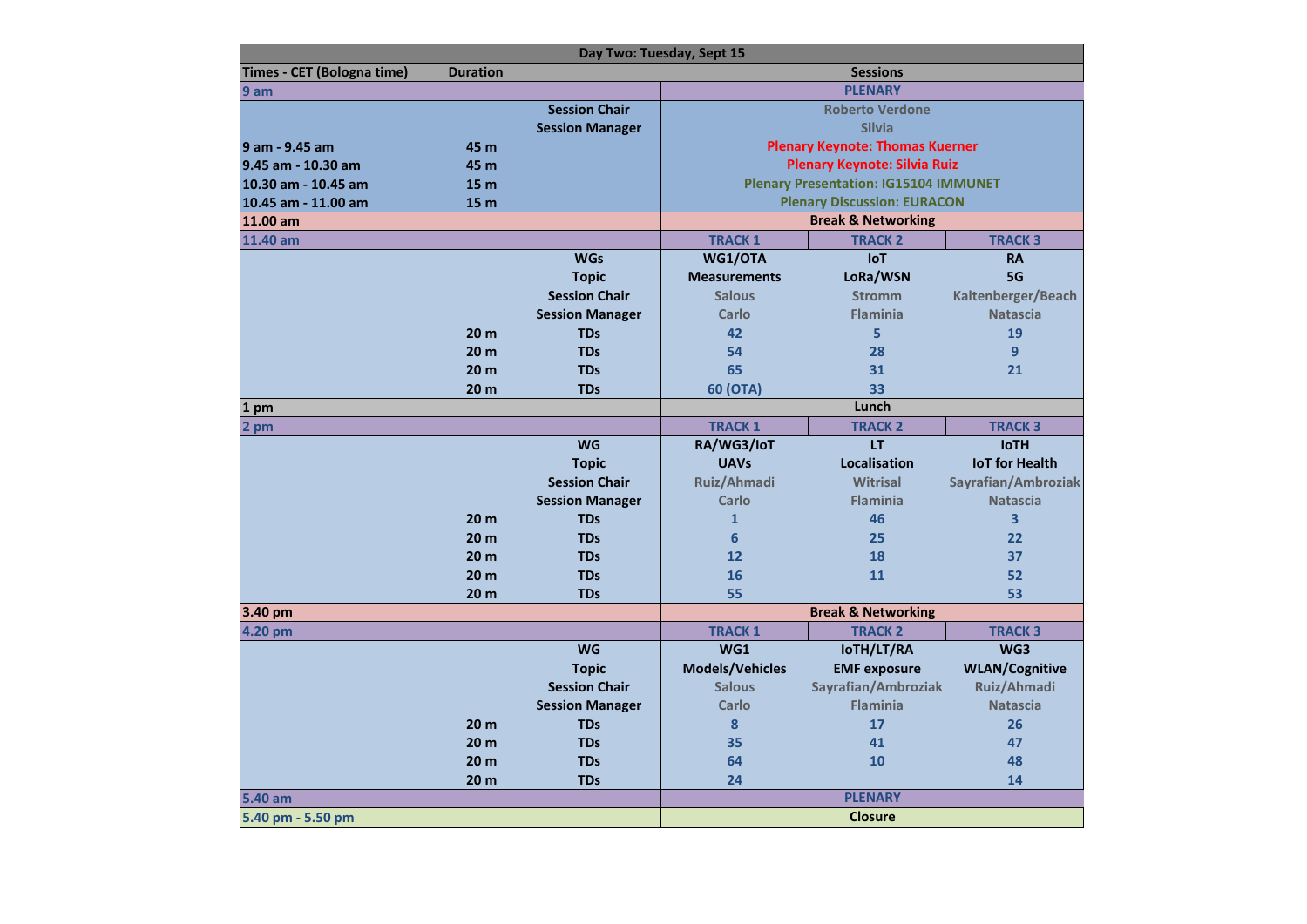| Day Two: Tuesday, Sept 15 | | | | | |
|---|---|---|---|---|---|
| Times - CET (Bologna time) | Duration | | Sessions | | |
| 9 am | | | PLENARY | | |
| | | Session Chair | Roberto Verdone | | |
| | | Session Manager | Silvia | | |
| 9 am - 9.45 am | 45 m | | Plenary Keynote: Thomas Kuerner | | |
| 9.45 am - 10.30 am | 45 m | | Plenary Keynote: Silvia Ruiz | | |
| 10.30 am - 10.45 am | 15 m | | Plenary Presentation: IG15104 IMMUNET | | |
| 10.45 am - 11.00 am | 15 m | | Plenary Discussion: EURACON | | |
| 11.00 am | | | Break & Networking | | |
| 11.40 am | | | TRACK 1 | TRACK 2 | TRACK 3 |
| | | WGs | WG1/OTA | IoT | RA |
| | | Topic | Measurements | LoRa/WSN | 5G |
| | | Session Chair | Salous | Stromm | Kaltenberger/Beach |
| | | Session Manager | Carlo | Flaminia | Natascia |
| | 20 m | TDs | 42 | 5 | 19 |
| | 20 m | TDs | 54 | 28 | 9 |
| | 20 m | TDs | 65 | 31 | 21 |
| | 20 m | TDs | 60 (OTA) | 33 | |
| 1 pm | | | Lunch | | |
| 2 pm | | | TRACK 1 | TRACK 2 | TRACK 3 |
| | | WG | RA/WG3/IoT | LT | IoTH |
| | | Topic | UAVs | Localisation | IoT for Health |
| | | Session Chair | Ruiz/Ahmadi | Witrisal | Sayrafian/Ambroziak |
| | | Session Manager | Carlo | Flaminia | Natascia |
| | 20 m | TDs | 1 | 46 | 3 |
| | 20 m | TDs | 6 | 25 | 22 |
| | 20 m | TDs | 12 | 18 | 37 |
| | 20 m | TDs | 16 | 11 | 52 |
| | 20 m | TDs | 55 | | 53 |
| 3.40 pm | | | Break & Networking | | |
| 4.20 pm | | | TRACK 1 | TRACK 2 | TRACK 3 |
| | | WG | WG1 | IoTH/LT/RA | WG3 |
| | | Topic | Models/Vehicles | EMF exposure | WLAN/Cognitive |
| | | Session Chair | Salous | Sayrafian/Ambroziak | Ruiz/Ahmadi |
| | | Session Manager | Carlo | Flaminia | Natascia |
| | 20 m | TDs | 8 | 17 | 26 |
| | 20 m | TDs | 35 | 41 | 47 |
| | 20 m | TDs | 64 | 10 | 48 |
| | 20 m | TDs | 24 | | 14 |
| 5.40 am | | | PLENARY | | |
| 5.40 pm - 5.50 pm | | | Closure | | |